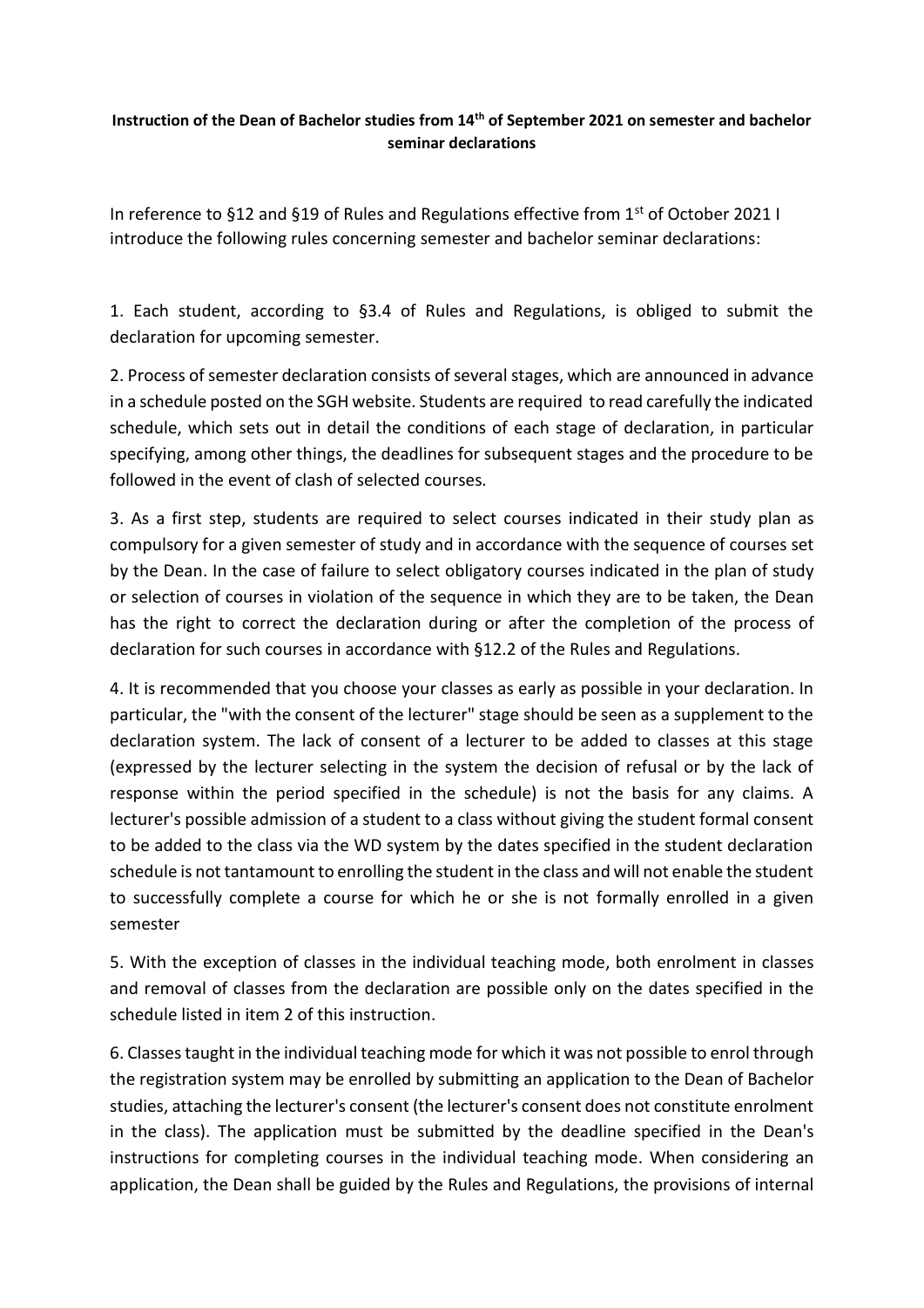**Instruction of the Dean of Bachelor studies from 14th of September 2021 on semester and bachelor seminar declarations**

In reference to §12 and §19 of Rules and Regulations effective from 1st of October 2021 I introduce the following rules concerning semester and bachelor seminar declarations:

1. Each student, according to §3.4 of Rules and Regulations, is obliged to submit the declaration for upcoming semester.

2. Process of semester declaration consists of several stages, which are announced in advance in a schedule posted on the SGH website. Students are required to read carefully the indicated schedule, which sets out in detail the conditions of each stage of declaration, in particular specifying, among other things, the deadlines for subsequent stages and the procedure to be followed in the event of clash of selected courses.

3. As a first step, students are required to select courses indicated in their study plan as compulsory for a given semester of study and in accordance with the sequence of courses set by the Dean. In the case of failure to select obligatory courses indicated in the plan of study or selection of courses in violation of the sequence in which they are to be taken, the Dean has the right to correct the declaration during or after the completion of the process of declaration for such courses in accordance with §12.2 of the Rules and Regulations.

4. It is recommended that you choose your classes as early as possible in your declaration. In particular, the "with the consent of the lecturer" stage should be seen as a supplement to the declaration system. The lack of consent of a lecturer to be added to classes at this stage (expressed by the lecturer selecting in the system the decision of refusal or by the lack of response within the period specified in the schedule) is not the basis for any claims. A lecturer's possible admission of a student to a class without giving the student formal consent to be added to the class via the WD system by the dates specified in the student declaration schedule is not tantamount to enrolling the student in the class and will not enable the student to successfully complete a course for which he or she is not formally enrolled in a given semester

5. With the exception of classes in the individual teaching mode, both enrolment in classes and removal of classes from the declaration are possible only on the dates specified in the schedule listed in item 2 of this instruction.

6. Classes taught in the individual teaching mode for which it was not possible to enrol through the registration system may be enrolled by submitting an application to the Dean of Bachelor studies, attaching the lecturer's consent (the lecturer's consent does not constitute enrolment in the class). The application must be submitted by the deadline specified in the Dean's instructions for completing courses in the individual teaching mode. When considering an application, the Dean shall be guided by the Rules and Regulations, the provisions of internal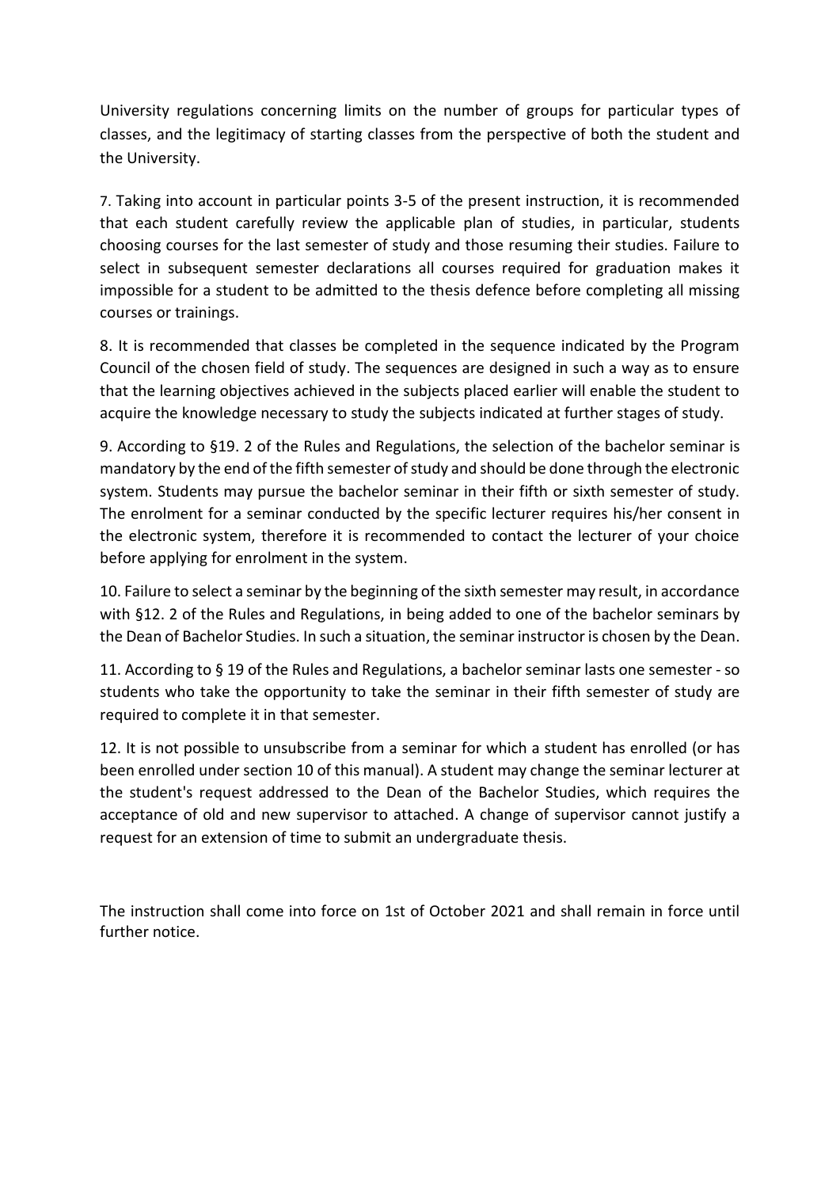University regulations concerning limits on the number of groups for particular types of classes, and the legitimacy of starting classes from the perspective of both the student and the University.

7. Taking into account in particular points 3-5 of the present instruction, it is recommended that each student carefully review the applicable plan of studies, in particular, students choosing courses for the last semester of study and those resuming their studies. Failure to select in subsequent semester declarations all courses required for graduation makes it impossible for a student to be admitted to the thesis defence before completing all missing courses or trainings.

8. It is recommended that classes be completed in the sequence indicated by the Program Council of the chosen field of study. The sequences are designed in such a way as to ensure that the learning objectives achieved in the subjects placed earlier will enable the student to acquire the knowledge necessary to study the subjects indicated at further stages of study.

9. According to §19. 2 of the Rules and Regulations, the selection of the bachelor seminar is mandatory by the end of the fifth semester of study and should be done through the electronic system. Students may pursue the bachelor seminar in their fifth or sixth semester of study. The enrolment for a seminar conducted by the specific lecturer requires his/her consent in the electronic system, therefore it is recommended to contact the lecturer of your choice before applying for enrolment in the system.

10. Failure to select a seminar by the beginning of the sixth semester may result, in accordance with §12. 2 of the Rules and Regulations, in being added to one of the bachelor seminars by the Dean of Bachelor Studies. In such a situation, the seminar instructor is chosen by the Dean.

11. According to § 19 of the Rules and Regulations, a bachelor seminar lasts one semester - so students who take the opportunity to take the seminar in their fifth semester of study are required to complete it in that semester.

12. It is not possible to unsubscribe from a seminar for which a student has enrolled (or has been enrolled under section 10 of this manual). A student may change the seminar lecturer at the student's request addressed to the Dean of the Bachelor Studies, which requires the acceptance of old and new supervisor to attached. A change of supervisor cannot justify a request for an extension of time to submit an undergraduate thesis.

The instruction shall come into force on 1st of October 2021 and shall remain in force until further notice.